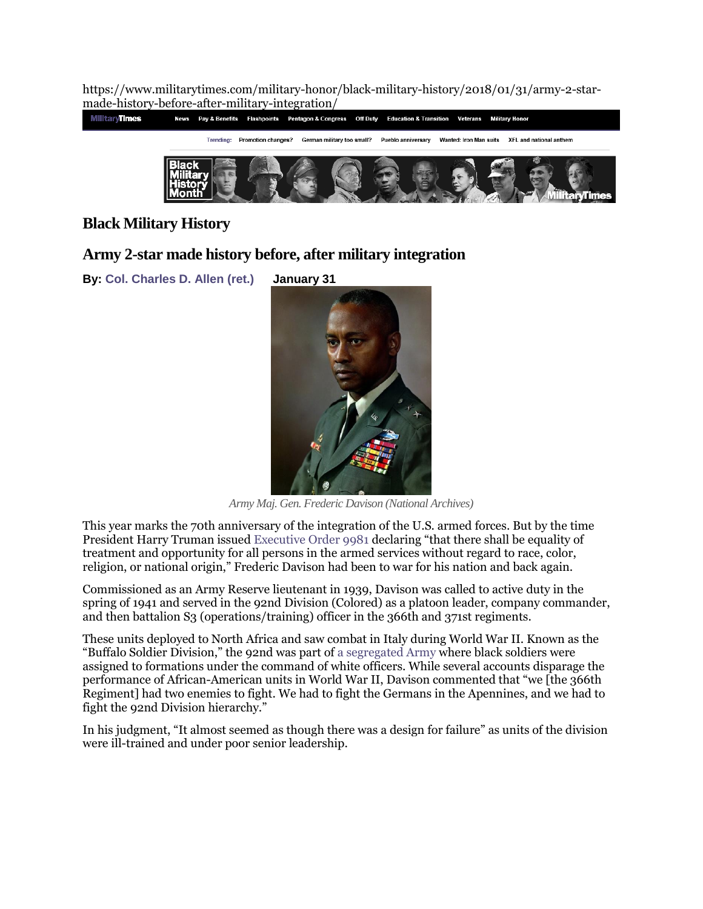https://www.militarytimes.com/military-honor/black-military-history/2018/01/31/army-2-star-made-history-before-after-military-integration/

## Black Military History

# Army 2-star made history before, after military integration

**By: Col. Charles D. Allen (ret.)** **January 31**

*Army Maj. Gen. Frederic Davison (National Archives)*

This year marks the 70th anniversary of the integration of the U.S. armed forces. But by the time President Harry Truman issued Executive Order 9981 declaring "that there shall be equality of treatment and opportunity for all persons in the armed services without regard to race, color, religion, or national origin," Frederic Davison had been to war for his nation and back again.

Commissioned as an Army Reserve lieutenant in 1939, Davison was called to active duty in the spring of 1941 and served in the 92nd Division (Colored) as a platoon leader, company commander, and then battalion S3 (operations/training) officer in the 366th and 371st regiments.

These units deployed to North Africa and saw combat in Italy during World War II. Known as the "Buffalo Soldier Division," the 92nd was part of a segregated Army where black soldiers were assigned to formations under the command of white officers. While several accounts disparage the performance of African-American units in World War II, Davison commented that "we [the 366th Regiment] had two enemies to fight. We had to fight the Germans in the Apennines, and we had to fight the 92nd Division hierarchy."

In his judgment, "It almost seemed as though there was a design for failure" as units of the division were ill-trained and under poor senior leadership.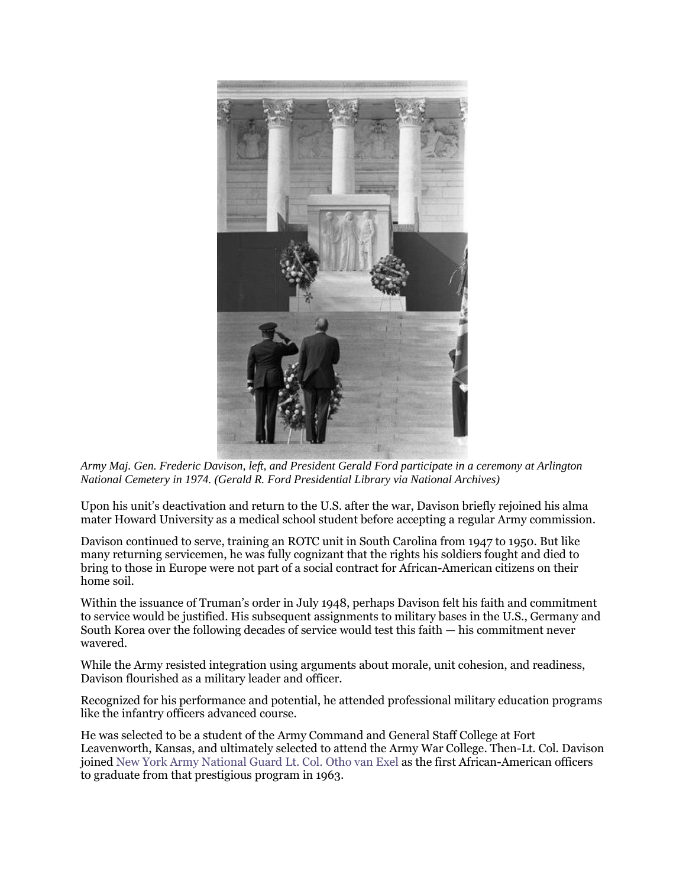*Army Maj. Gen. Frederic Davison, left, and President Gerald Ford participate in a ceremony at Arlington National Cemetery in 1974. (Gerald R. Ford Presidential Library via National Archives)*

Upon his unit's deactivation and return to the U.S. after the war, Davison briefly rejoined his alma mater Howard University as a medical school student before accepting a regular Army commission.

Davison continued to serve, training an ROTC unit in South Carolina from 1947 to 1950. But like many returning servicemen, he was fully cognizant that the rights his soldiers fought and died to bring to those in Europe were not part of a social contract for African-American citizens on their home soil.

Within the issuance of Truman's order in July 1948, perhaps Davison felt his faith and commitment to service would be justified. His subsequent assignments to military bases in the U.S., Germany and South Korea over the following decades of service would test this faith — his commitment never wavered.

While the Army resisted integration using arguments about morale, unit cohesion, and readiness, Davison flourished as a military leader and officer.

Recognized for his performance and potential, he attended professional military education programs like the infantry officers advanced course.

He was selected to be a student of the Army Command and General Staff College at Fort Leavenworth, Kansas, and ultimately selected to attend the Army War College. Then-Lt. Col. Davison joined New York Army National Guard Lt. Col. Otho van Exel as the first African-American officers to graduate from that prestigious program in 1963.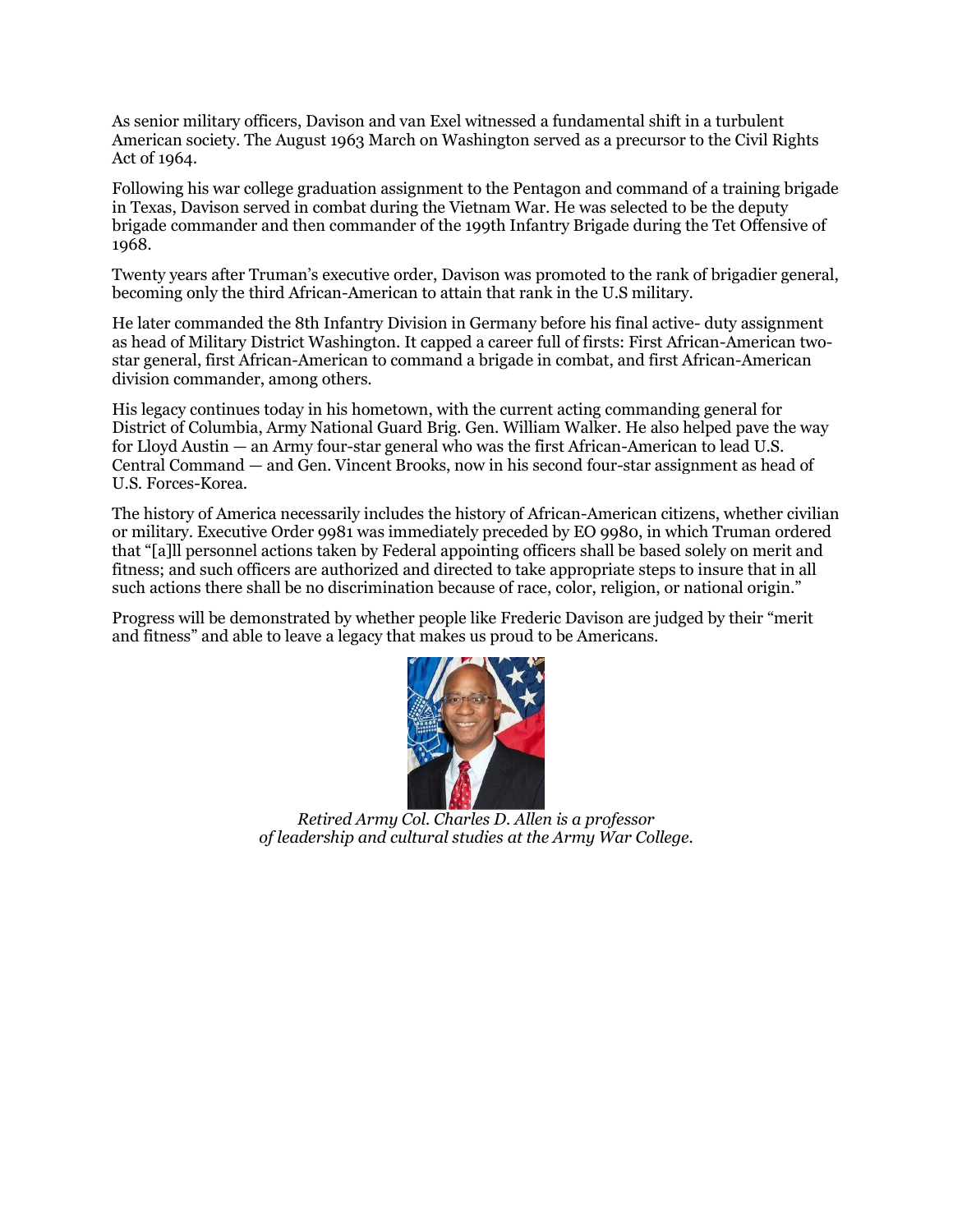As senior military officers, Davison and van Exel witnessed a fundamental shift in a turbulent American society. The August 1963 March on Washington served as a precursor to the Civil Rights Act of 1964.

Following his war college graduation assignment to the Pentagon and command of a training brigade in Texas, Davison served in combat during the Vietnam War. He was selected to be the deputy brigade commander and then commander of the 199th Infantry Brigade during the Tet Offensive of 1968.

Twenty years after Truman's executive order, Davison was promoted to the rank of brigadier general, becoming only the third African-American to attain that rank in the U.S military.

He later commanded the 8th Infantry Division in Germany before his final active- duty assignment as head of Military District Washington. It capped a career full of firsts: First African-American two-star general, first African-American to command a brigade in combat, and first African-American division commander, among others.

His legacy continues today in his hometown, with the current acting commanding general for District of Columbia, Army National Guard Brig. Gen. William Walker. He also helped pave the way for Lloyd Austin — an Army four-star general who was the first African-American to lead U.S. Central Command — and Gen. Vincent Brooks, now in his second four-star assignment as head of U.S. Forces-Korea.

The history of America necessarily includes the history of African-American citizens, whether civilian or military. Executive Order 9981 was immediately preceded by EO 9980, in which Truman ordered that "[a]ll personnel actions taken by Federal appointing officers shall be based solely on merit and fitness; and such officers are authorized and directed to take appropriate steps to insure that in all such actions there shall be no discrimination because of race, color, religion, or national origin."

Progress will be demonstrated by whether people like Frederic Davison are judged by their "merit and fitness" and able to leave a legacy that makes us proud to be Americans.

*Retired Army Col. Charles D. Allen is a professor of leadership and cultural studies at the Army War College.*